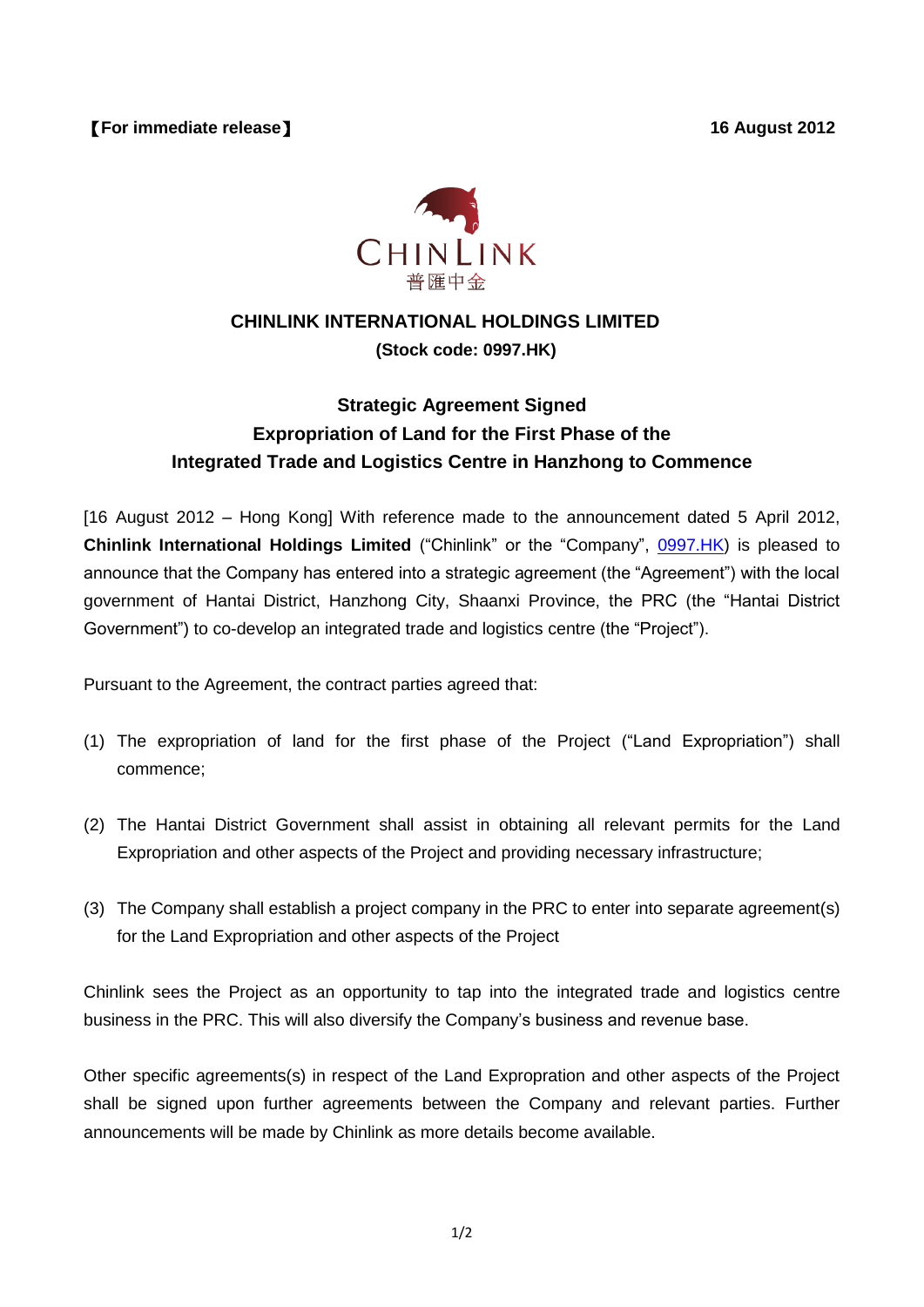【For immediate release】 **16 August 2012**

CHINLINK
普匯中金

**CHINLINK INTERNATIONAL HOLDINGS LIMITED**
**(Stock code: 0997.HK)**

## Strategic Agreement Signed
## Expropriation of Land for the First Phase of the Integrated Trade and Logistics Centre in Hanzhong to Commence

[16 August 2012 – Hong Kong] With reference made to the announcement dated 5 April 2012, **Chinlink International Holdings Limited** ("Chinlink" or the "Company", 0997.HK) is pleased to announce that the Company has entered into a strategic agreement (the "Agreement") with the local government of Hantai District, Hanzhong City, Shaanxi Province, the PRC (the "Hantai District Government") to co-develop an integrated trade and logistics centre (the "Project").

Pursuant to the Agreement, the contract parties agreed that:

(1) The expropriation of land for the first phase of the Project ("Land Expropriation") shall commence;

(2) The Hantai District Government shall assist in obtaining all relevant permits for the Land Expropriation and other aspects of the Project and providing necessary infrastructure;

(3) The Company shall establish a project company in the PRC to enter into separate agreement(s) for the Land Expropriation and other aspects of the Project

Chinlink sees the Project as an opportunity to tap into the integrated trade and logistics centre business in the PRC. This will also diversify the Company's business and revenue base.

Other specific agreements(s) in respect of the Land Expropration and other aspects of the Project shall be signed upon further agreements between the Company and relevant parties. Further announcements will be made by Chinlink as more details become available.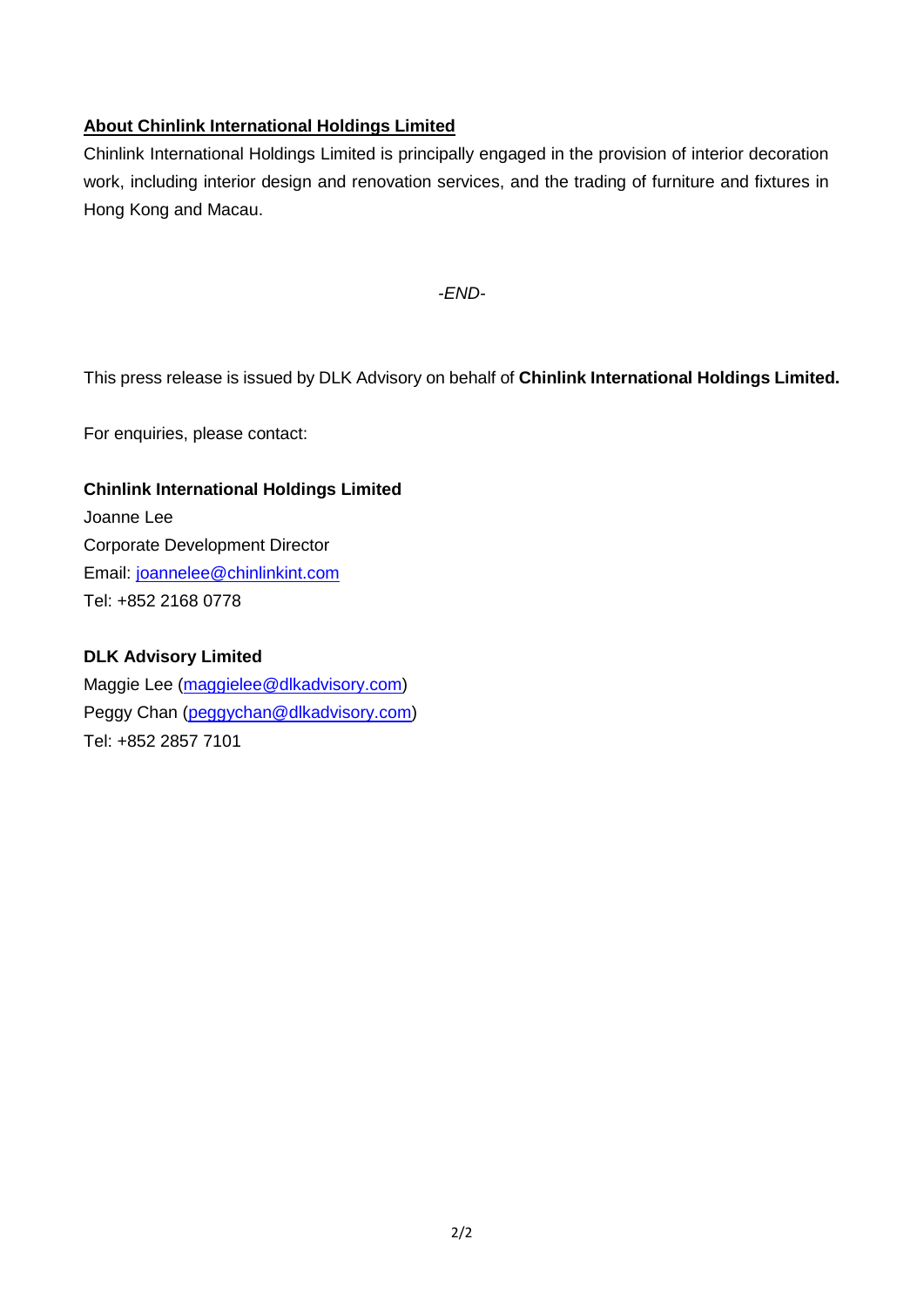## About Chinlink International Holdings Limited

Chinlink International Holdings Limited is principally engaged in the provision of interior decoration work, including interior design and renovation services, and the trading of furniture and fixtures in Hong Kong and Macau.

*-END-*

This press release is issued by DLK Advisory on behalf of **Chinlink International Holdings Limited.**

For enquiries, please contact:

**Chinlink International Holdings Limited**
Joanne Lee
Corporate Development Director
Email: joannelee@chinlinkint.com
Tel: +852 2168 0778

**DLK Advisory Limited**
Maggie Lee (maggielee@dlkadvisory.com)
Peggy Chan (peggychan@dlkadvisory.com)
Tel: +852 2857 7101